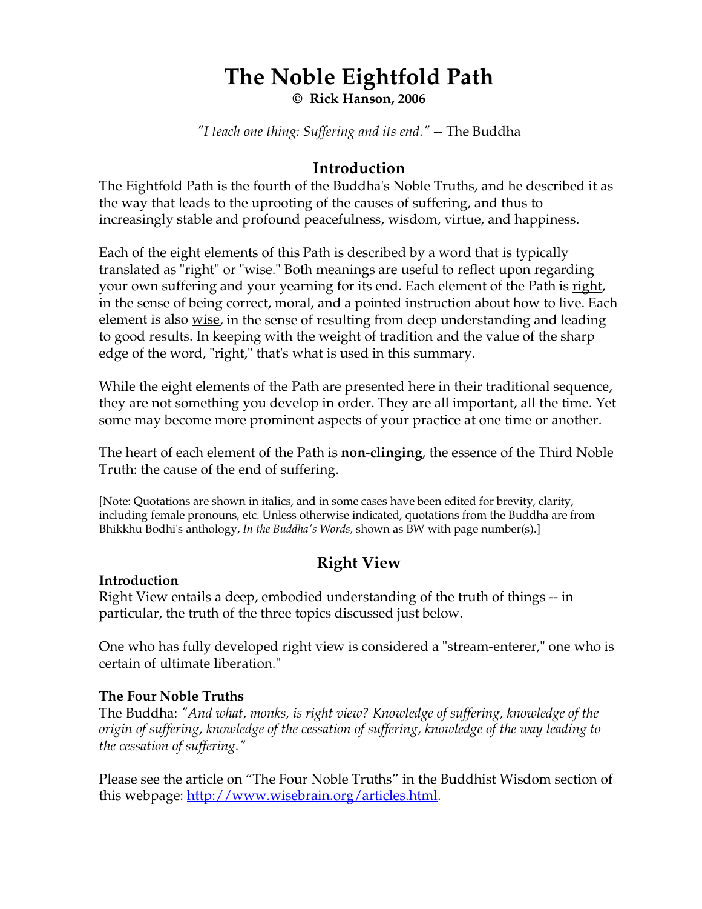# The Noble Eightfold Path

**© Rick Hanson, 2006**

*"I teach one thing: Suffering and its end."* -- The Buddha

## Introduction

The Eightfold Path is the fourth of the Buddha's Noble Truths, and he described it as the way that leads to the uprooting of the causes of suffering, and thus to increasingly stable and profound peacefulness, wisdom, virtue, and happiness.

Each of the eight elements of this Path is described by a word that is typically translated as "right" or "wise." Both meanings are useful to reflect upon regarding your own suffering and your yearning for its end. Each element of the Path is <u>right</u>, in the sense of being correct, moral, and a pointed instruction about how to live. Each element is also <u>wise</u>, in the sense of resulting from deep understanding and leading to good results. In keeping with the weight of tradition and the value of the sharp edge of the word, "right," that's what is used in this summary.

While the eight elements of the Path are presented here in their traditional sequence, they are not something you develop in order. They are all important, all the time. Yet some may become more prominent aspects of your practice at one time or another.

The heart of each element of the Path is **non-clinging**, the essence of the Third Noble Truth: the cause of the end of suffering.

[Note: Quotations are shown in italics, and in some cases have been edited for brevity, clarity, including female pronouns, etc. Unless otherwise indicated, quotations from the Buddha are from Bhikkhu Bodhi's anthology, *In the Buddha's Words,* shown as BW with page number(s).]

## Right View

### Introduction

Right View entails a deep, embodied understanding of the truth of things -- in particular, the truth of the three topics discussed just below.

One who has fully developed right view is considered a "stream-enterer," one who is certain of ultimate liberation."

### The Four Noble Truths

The Buddha: *"And what, monks, is right view? Knowledge of suffering, knowledge of the origin of suffering, knowledge of the cessation of suffering, knowledge of the way leading to the cessation of suffering."*

Please see the article on "The Four Noble Truths" in the Buddhist Wisdom section of this webpage: http://www.wisebrain.org/articles.html.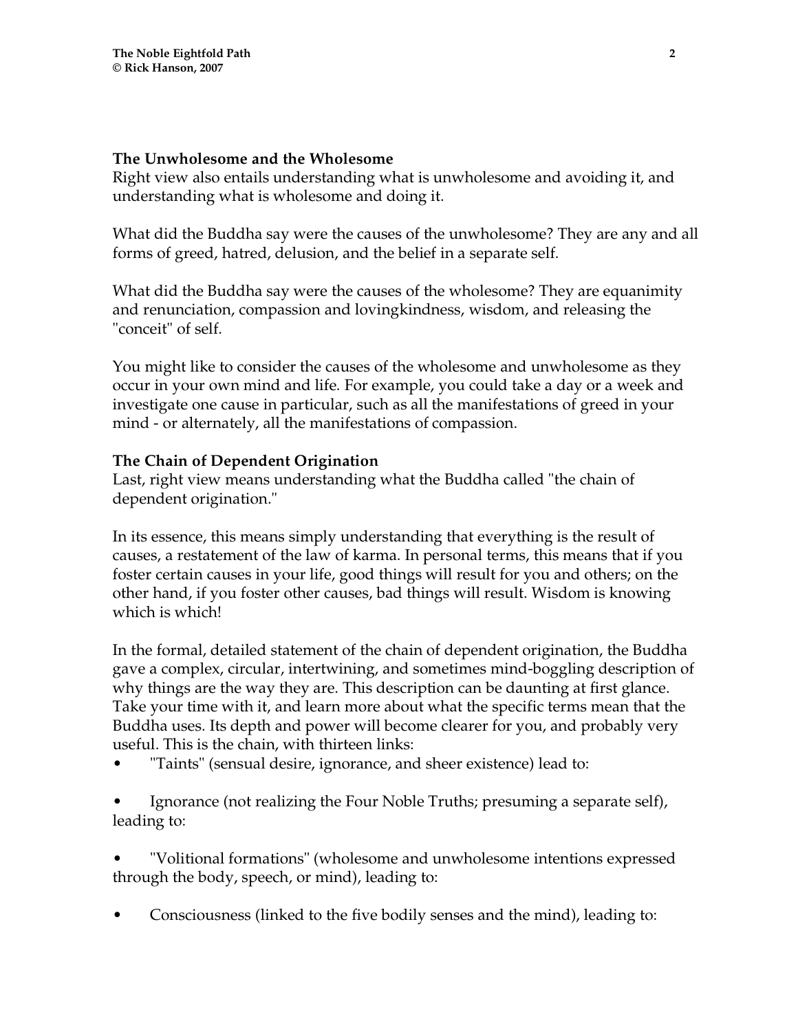### The Unwholesome and the Wholesome

Right view also entails understanding what is unwholesome and avoiding it, and understanding what is wholesome and doing it.

What did the Buddha say were the causes of the unwholesome? They are any and all forms of greed, hatred, delusion, and the belief in a separate self.

What did the Buddha say were the causes of the wholesome? They are equanimity and renunciation, compassion and lovingkindness, wisdom, and releasing the "conceit" of self.

You might like to consider the causes of the wholesome and unwholesome as they occur in your own mind and life. For example, you could take a day or a week and investigate one cause in particular, such as all the manifestations of greed in your mind - or alternately, all the manifestations of compassion.

### The Chain of Dependent Origination

Last, right view means understanding what the Buddha called "the chain of dependent origination."

In its essence, this means simply understanding that everything is the result of causes, a restatement of the law of karma. In personal terms, this means that if you foster certain causes in your life, good things will result for you and others; on the other hand, if you foster other causes, bad things will result. Wisdom is knowing which is which!

In the formal, detailed statement of the chain of dependent origination, the Buddha gave a complex, circular, intertwining, and sometimes mind-boggling description of why things are the way they are. This description can be daunting at first glance. Take your time with it, and learn more about what the specific terms mean that the Buddha uses. Its depth and power will become clearer for you, and probably very useful. This is the chain, with thirteen links:

- "Taints" (sensual desire, ignorance, and sheer existence) lead to:
- Ignorance (not realizing the Four Noble Truths; presuming a separate self), leading to:
- "Volitional formations" (wholesome and unwholesome intentions expressed through the body, speech, or mind), leading to:
- Consciousness (linked to the five bodily senses and the mind), leading to: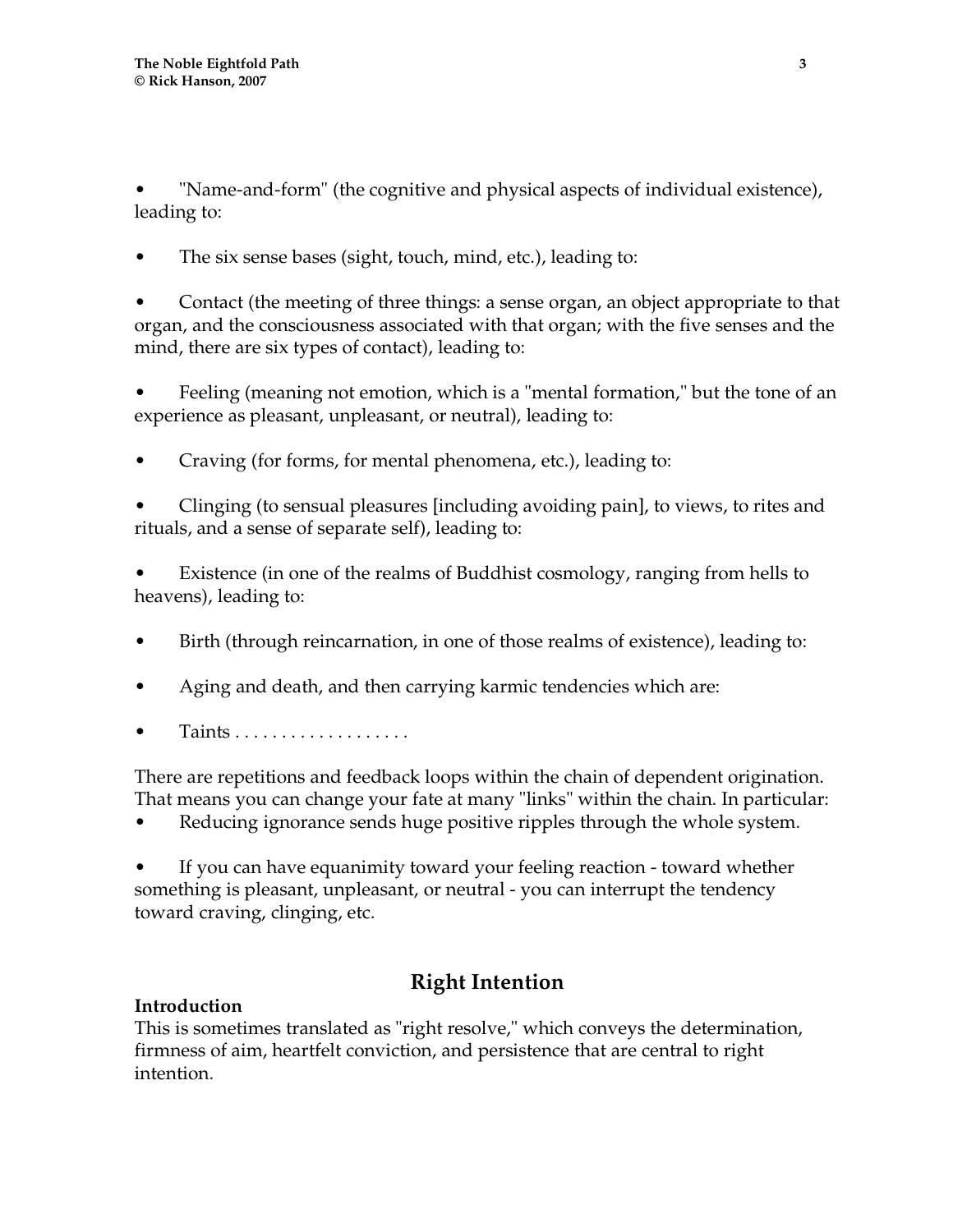- "Name-and-form" (the cognitive and physical aspects of individual existence), leading to:

- The six sense bases (sight, touch, mind, etc.), leading to:

- Contact (the meeting of three things: a sense organ, an object appropriate to that organ, and the consciousness associated with that organ; with the five senses and the mind, there are six types of contact), leading to:

- Feeling (meaning not emotion, which is a "mental formation," but the tone of an experience as pleasant, unpleasant, or neutral), leading to:

- Craving (for forms, for mental phenomena, etc.), leading to:

- Clinging (to sensual pleasures [including avoiding pain], to views, to rites and rituals, and a sense of separate self), leading to:

- Existence (in one of the realms of Buddhist cosmology, ranging from hells to heavens), leading to:

- Birth (through reincarnation, in one of those realms of existence), leading to:

- Aging and death, and then carrying karmic tendencies which are:

- Taints . . . . . . . . . . . . . . . . . . .

There are repetitions and feedback loops within the chain of dependent origination. That means you can change your fate at many "links" within the chain. In particular:

- Reducing ignorance sends huge positive ripples through the whole system.

- If you can have equanimity toward your feeling reaction - toward whether something is pleasant, unpleasant, or neutral - you can interrupt the tendency toward craving, clinging, etc.

## Right Intention

**Introduction**

This is sometimes translated as "right resolve," which conveys the determination, firmness of aim, heartfelt conviction, and persistence that are central to right intention.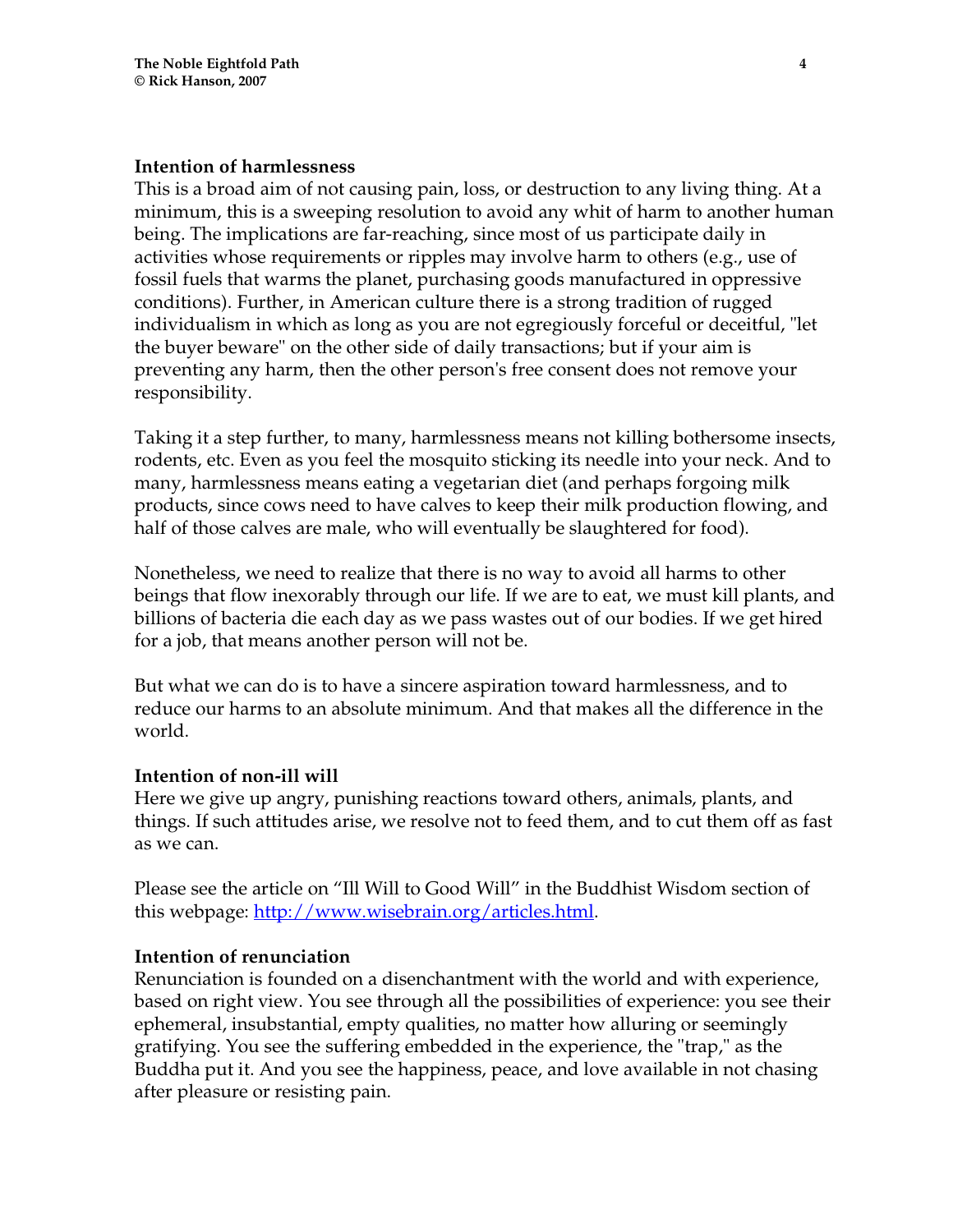### Intention of harmlessness

This is a broad aim of not causing pain, loss, or destruction to any living thing. At a minimum, this is a sweeping resolution to avoid any whit of harm to another human being. The implications are far-reaching, since most of us participate daily in activities whose requirements or ripples may involve harm to others (e.g., use of fossil fuels that warms the planet, purchasing goods manufactured in oppressive conditions). Further, in American culture there is a strong tradition of rugged individualism in which as long as you are not egregiously forceful or deceitful, "let the buyer beware" on the other side of daily transactions; but if your aim is preventing any harm, then the other person's free consent does not remove your responsibility.

Taking it a step further, to many, harmlessness means not killing bothersome insects, rodents, etc. Even as you feel the mosquito sticking its needle into your neck. And to many, harmlessness means eating a vegetarian diet (and perhaps forgoing milk products, since cows need to have calves to keep their milk production flowing, and half of those calves are male, who will eventually be slaughtered for food).

Nonetheless, we need to realize that there is no way to avoid all harms to other beings that flow inexorably through our life. If we are to eat, we must kill plants, and billions of bacteria die each day as we pass wastes out of our bodies. If we get hired for a job, that means another person will not be.

But what we can do is to have a sincere aspiration toward harmlessness, and to reduce our harms to an absolute minimum. And that makes all the difference in the world.

### Intention of non-ill will

Here we give up angry, punishing reactions toward others, animals, plants, and things. If such attitudes arise, we resolve not to feed them, and to cut them off as fast as we can.

Please see the article on "Ill Will to Good Will" in the Buddhist Wisdom section of this webpage: [http://www.wisebrain.org/articles.html](http://www.wisebrain.org/articles.html).

### Intention of renunciation

Renunciation is founded on a disenchantment with the world and with experience, based on right view. You see through all the possibilities of experience: you see their ephemeral, insubstantial, empty qualities, no matter how alluring or seemingly gratifying. You see the suffering embedded in the experience, the "trap," as the Buddha put it. And you see the happiness, peace, and love available in not chasing after pleasure or resisting pain.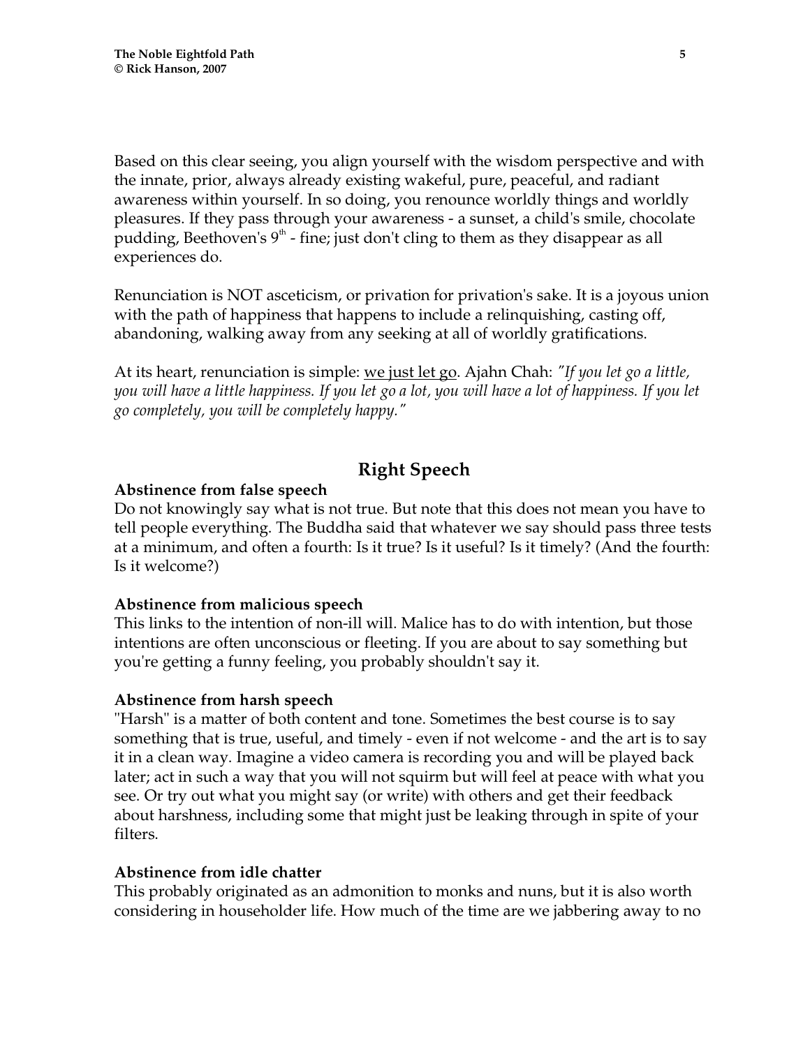Based on this clear seeing, you align yourself with the wisdom perspective and with the innate, prior, always already existing wakeful, pure, peaceful, and radiant awareness within yourself. In so doing, you renounce worldly things and worldly pleasures. If they pass through your awareness - a sunset, a child's smile, chocolate pudding, Beethoven's 9th - fine; just don't cling to them as they disappear as all experiences do.

Renunciation is NOT asceticism, or privation for privation's sake. It is a joyous union with the path of happiness that happens to include a relinquishing, casting off, abandoning, walking away from any seeking at all of worldly gratifications.

At its heart, renunciation is simple: <u>we just let go</u>. Ajahn Chah: *"If you let go a little, you will have a little happiness. If you let go a lot, you will have a lot of happiness. If you let go completely, you will be completely happy."*

## Right Speech

**Abstinence from false speech**
Do not knowingly say what is not true. But note that this does not mean you have to tell people everything. The Buddha said that whatever we say should pass three tests at a minimum, and often a fourth: Is it true? Is it useful? Is it timely? (And the fourth: Is it welcome?)

**Abstinence from malicious speech**
This links to the intention of non-ill will. Malice has to do with intention, but those intentions are often unconscious or fleeting. If you are about to say something but you're getting a funny feeling, you probably shouldn't say it.

**Abstinence from harsh speech**
"Harsh" is a matter of both content and tone. Sometimes the best course is to say something that is true, useful, and timely - even if not welcome - and the art is to say it in a clean way. Imagine a video camera is recording you and will be played back later; act in such a way that you will not squirm but will feel at peace with what you see. Or try out what you might say (or write) with others and get their feedback about harshness, including some that might just be leaking through in spite of your filters.

**Abstinence from idle chatter**
This probably originated as an admonition to monks and nuns, but it is also worth considering in householder life. How much of the time are we jabbering away to no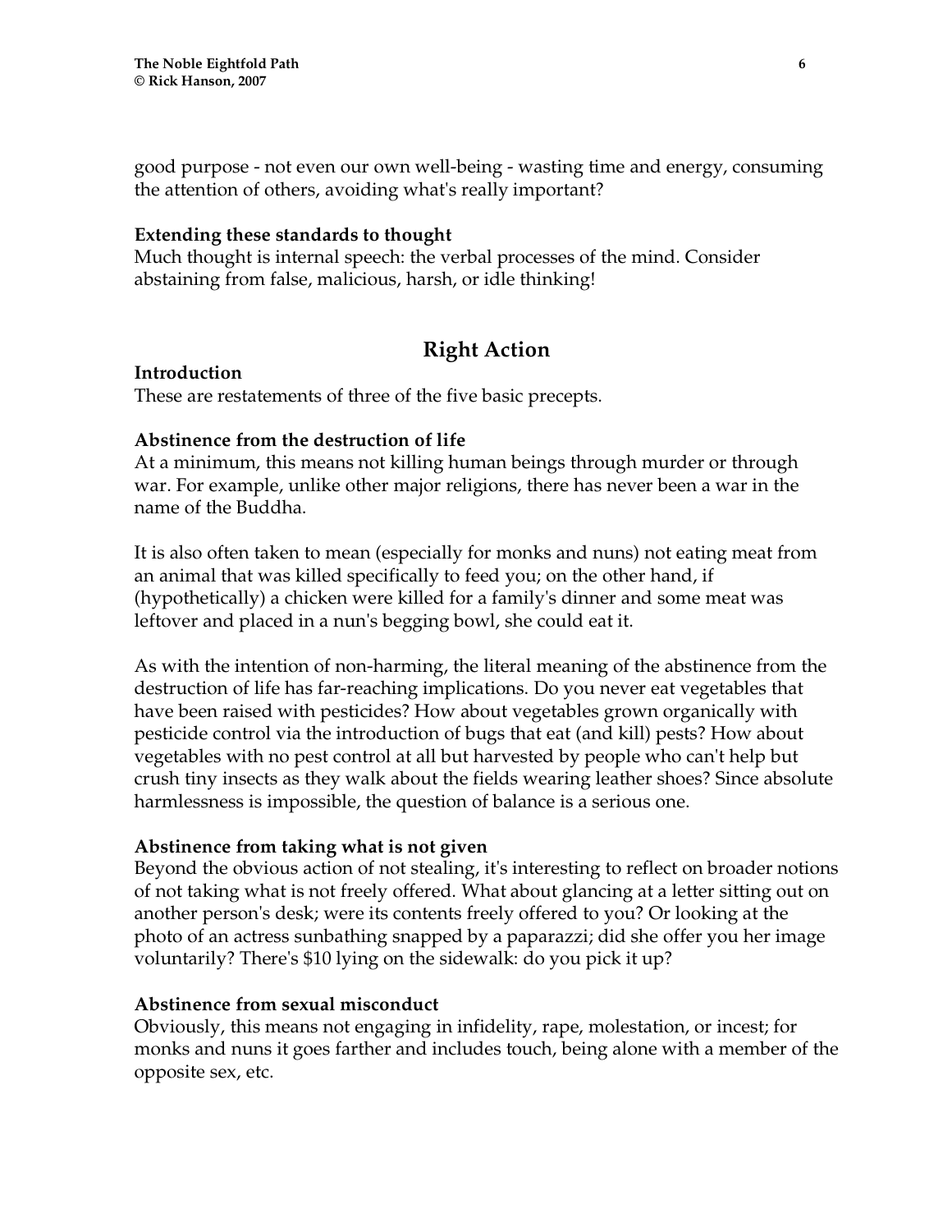good purpose - not even our own well-being - wasting time and energy, consuming the attention of others, avoiding what's really important?

**Extending these standards to thought**

Much thought is internal speech: the verbal processes of the mind. Consider abstaining from false, malicious, harsh, or idle thinking!

## Right Action

**Introduction**

These are restatements of three of the five basic precepts.

**Abstinence from the destruction of life**

At a minimum, this means not killing human beings through murder or through war. For example, unlike other major religions, there has never been a war in the name of the Buddha.

It is also often taken to mean (especially for monks and nuns) not eating meat from an animal that was killed specifically to feed you; on the other hand, if (hypothetically) a chicken were killed for a family's dinner and some meat was leftover and placed in a nun's begging bowl, she could eat it.

As with the intention of non-harming, the literal meaning of the abstinence from the destruction of life has far-reaching implications. Do you never eat vegetables that have been raised with pesticides? How about vegetables grown organically with pesticide control via the introduction of bugs that eat (and kill) pests? How about vegetables with no pest control at all but harvested by people who can't help but crush tiny insects as they walk about the fields wearing leather shoes? Since absolute harmlessness is impossible, the question of balance is a serious one.

**Abstinence from taking what is not given**

Beyond the obvious action of not stealing, it's interesting to reflect on broader notions of not taking what is not freely offered. What about glancing at a letter sitting out on another person's desk; were its contents freely offered to you? Or looking at the photo of an actress sunbathing snapped by a paparazzi; did she offer you her image voluntarily? There's $10 lying on the sidewalk: do you pick it up?

**Abstinence from sexual misconduct**

Obviously, this means not engaging in infidelity, rape, molestation, or incest; for monks and nuns it goes farther and includes touch, being alone with a member of the opposite sex, etc.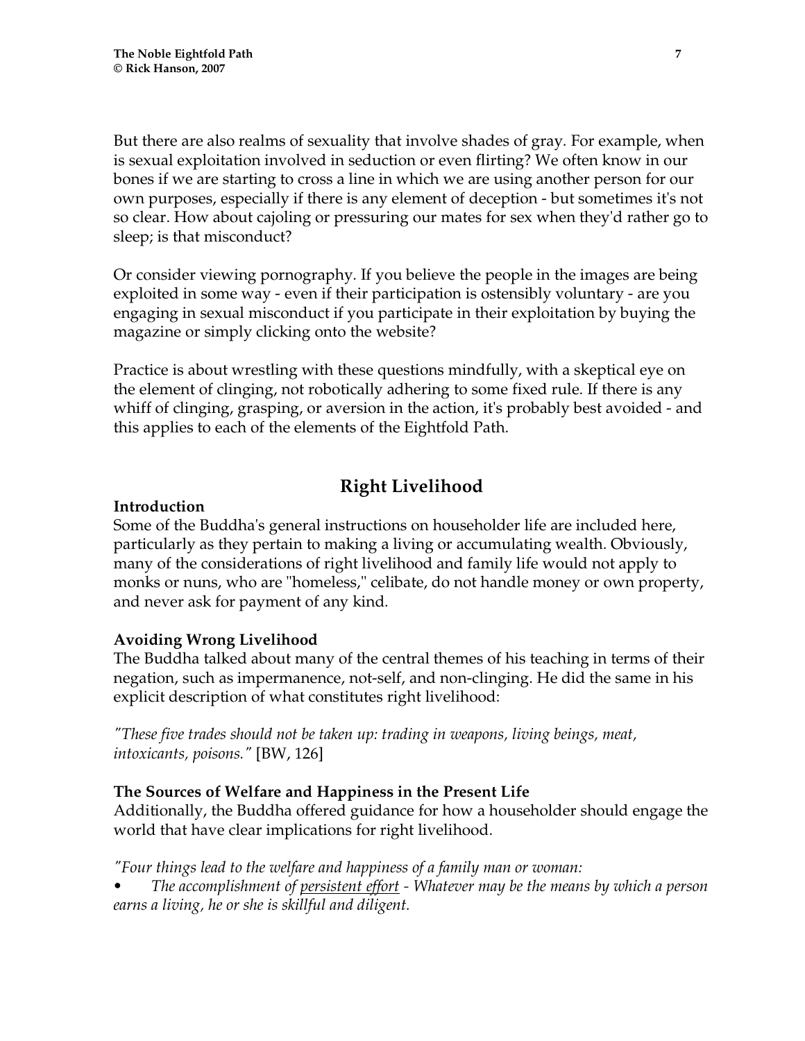But there are also realms of sexuality that involve shades of gray. For example, when is sexual exploitation involved in seduction or even flirting? We often know in our bones if we are starting to cross a line in which we are using another person for our own purposes, especially if there is any element of deception - but sometimes it's not so clear. How about cajoling or pressuring our mates for sex when they'd rather go to sleep; is that misconduct?

Or consider viewing pornography. If you believe the people in the images are being exploited in some way - even if their participation is ostensibly voluntary - are you engaging in sexual misconduct if you participate in their exploitation by buying the magazine or simply clicking onto the website?

Practice is about wrestling with these questions mindfully, with a skeptical eye on the element of clinging, not robotically adhering to some fixed rule. If there is any whiff of clinging, grasping, or aversion in the action, it's probably best avoided - and this applies to each of the elements of the Eightfold Path.

## Right Livelihood

**Introduction**

Some of the Buddha's general instructions on householder life are included here, particularly as they pertain to making a living or accumulating wealth. Obviously, many of the considerations of right livelihood and family life would not apply to monks or nuns, who are "homeless," celibate, do not handle money or own property, and never ask for payment of any kind.

**Avoiding Wrong Livelihood**

The Buddha talked about many of the central themes of his teaching in terms of their negation, such as impermanence, not-self, and non-clinging. He did the same in his explicit description of what constitutes right livelihood:

*"These five trades should not be taken up: trading in weapons, living beings, meat, intoxicants, poisons."* [BW, 126]

**The Sources of Welfare and Happiness in the Present Life**

Additionally, the Buddha offered guidance for how a householder should engage the world that have clear implications for right livelihood.

*"Four things lead to the welfare and happiness of a family man or woman:*

- *The accomplishment of <u>persistent effort</u> - Whatever may be the means by which a person earns a living, he or she is skillful and diligent.*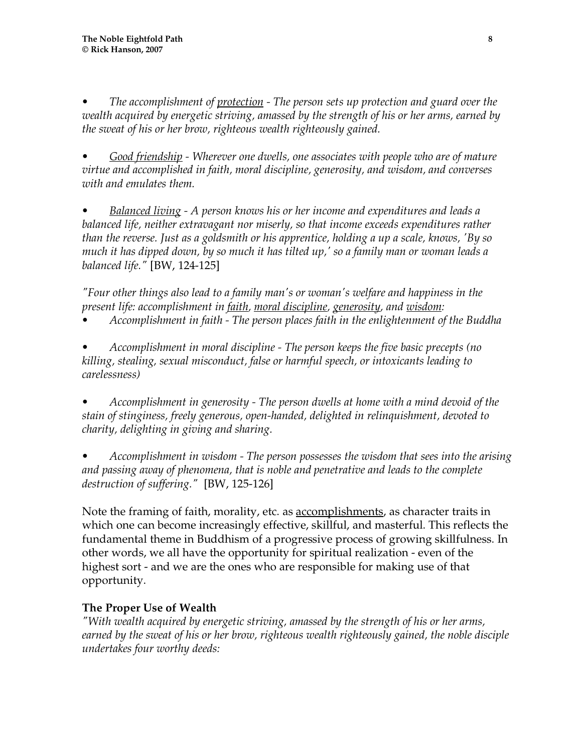- *The accomplishment of <u>protection</u> - The person sets up protection and guard over the wealth acquired by energetic striving, amassed by the strength of his or her arms, earned by the sweat of his or her brow, righteous wealth righteously gained.*

- *<u>Good friendship</u> - Wherever one dwells, one associates with people who are of mature virtue and accomplished in faith, moral discipline, generosity, and wisdom, and converses with and emulates them.*

- *<u>Balanced living</u> - A person knows his or her income and expenditures and leads a balanced life, neither extravagant nor miserly, so that income exceeds expenditures rather than the reverse. Just as a goldsmith or his apprentice, holding a up a scale, knows, 'By so much it has dipped down, by so much it has tilted up,' so a family man or woman leads a balanced life."* [BW, 124-125]

*"Four other things also lead to a family man's or woman's welfare and happiness in the present life: accomplishment in <u>faith</u>, <u>moral discipline</u>, <u>generosity</u>, and <u>wisdom</u>:*

- *Accomplishment in faith - The person places faith in the enlightenment of the Buddha*

- *Accomplishment in moral discipline - The person keeps the five basic precepts (no killing, stealing, sexual misconduct, false or harmful speech, or intoxicants leading to carelessness)*

- *Accomplishment in generosity - The person dwells at home with a mind devoid of the stain of stinginess, freely generous, open-handed, delighted in relinquishment, devoted to charity, delighting in giving and sharing.*

- *Accomplishment in wisdom - The person possesses the wisdom that sees into the arising and passing away of phenomena, that is noble and penetrative and leads to the complete destruction of suffering."* [BW, 125-126]

Note the framing of faith, morality, etc. as <u>accomplishments</u>, as character traits in which one can become increasingly effective, skillful, and masterful. This reflects the fundamental theme in Buddhism of a progressive process of growing skillfulness. In other words, we all have the opportunity for spiritual realization - even of the highest sort - and we are the ones who are responsible for making use of that opportunity.

### The Proper Use of Wealth

*"With wealth acquired by energetic striving, amassed by the strength of his or her arms, earned by the sweat of his or her brow, righteous wealth righteously gained, the noble disciple undertakes four worthy deeds:*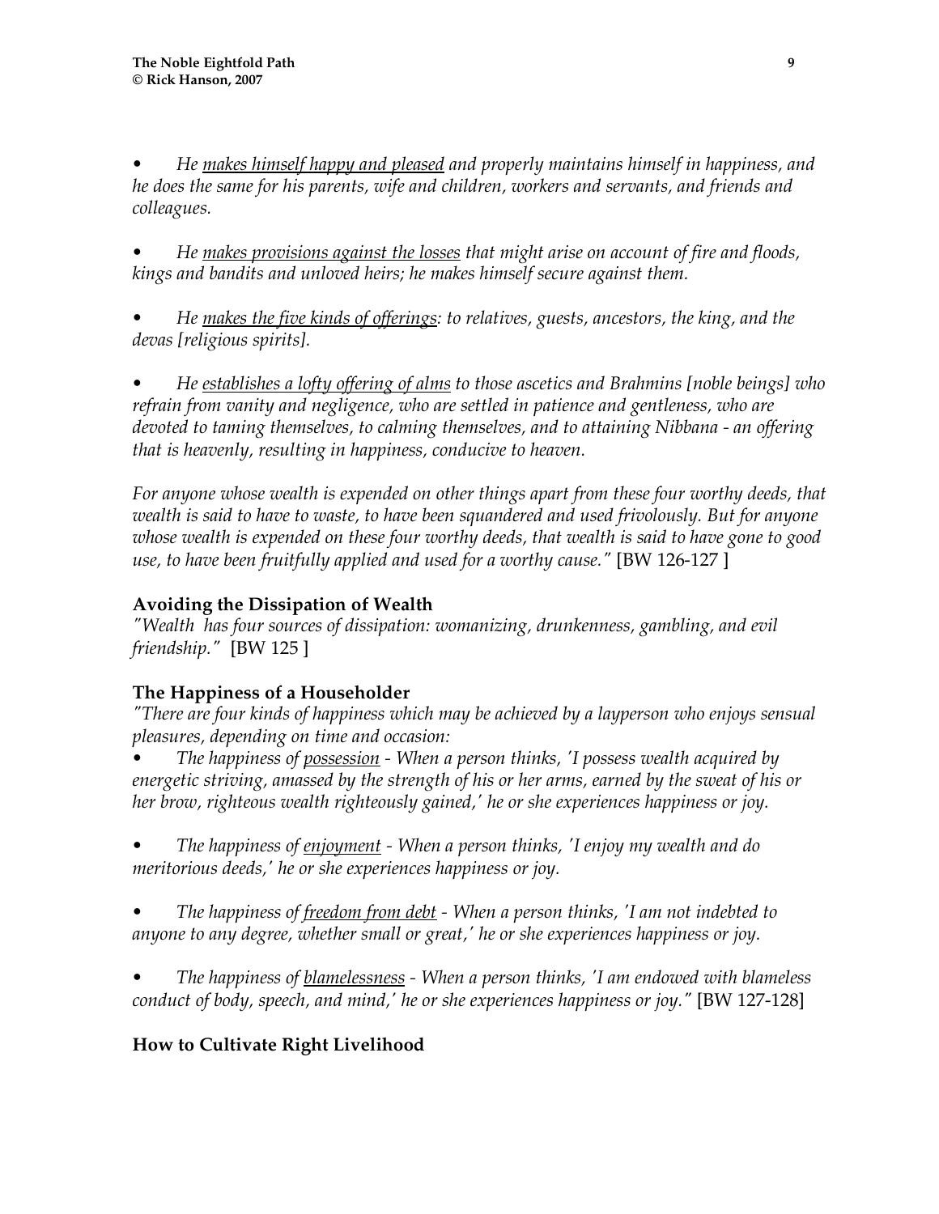- *He <u>makes himself happy and pleased</u> and properly maintains himself in happiness, and he does the same for his parents, wife and children, workers and servants, and friends and colleagues.*

- *He <u>makes provisions against the losses</u> that might arise on account of fire and floods, kings and bandits and unloved heirs; he makes himself secure against them.*

- *He <u>makes the five kinds of offerings</u>: to relatives, guests, ancestors, the king, and the devas [religious spirits].*

- *He <u>establishes a lofty offering of alms</u> to those ascetics and Brahmins [noble beings] who refrain from vanity and negligence, who are settled in patience and gentleness, who are devoted to taming themselves, to calming themselves, and to attaining Nibbana - an offering that is heavenly, resulting in happiness, conducive to heaven.*

*For anyone whose wealth is expended on other things apart from these four worthy deeds, that wealth is said to have to waste, to have been squandered and used frivolously. But for anyone whose wealth is expended on these four worthy deeds, that wealth is said to have gone to good use, to have been fruitfully applied and used for a worthy cause."* [BW 126-127 ]

### Avoiding the Dissipation of Wealth

*"Wealth has four sources of dissipation: womanizing, drunkenness, gambling, and evil friendship."* [BW 125 ]

### The Happiness of a Householder

*"There are four kinds of happiness which may be achieved by a layperson who enjoys sensual pleasures, depending on time and occasion:*

- *The happiness of <u>possession</u> - When a person thinks, 'I possess wealth acquired by energetic striving, amassed by the strength of his or her arms, earned by the sweat of his or her brow, righteous wealth righteously gained,' he or she experiences happiness or joy.*

- *The happiness of <u>enjoyment</u> - When a person thinks, 'I enjoy my wealth and do meritorious deeds,' he or she experiences happiness or joy.*

- *The happiness of <u>freedom from debt</u> - When a person thinks, 'I am not indebted to anyone to any degree, whether small or great,' he or she experiences happiness or joy.*

- *The happiness of <u>blamelessness</u> - When a person thinks, 'I am endowed with blameless conduct of body, speech, and mind,' he or she experiences happiness or joy."* [BW 127-128]

### How to Cultivate Right Livelihood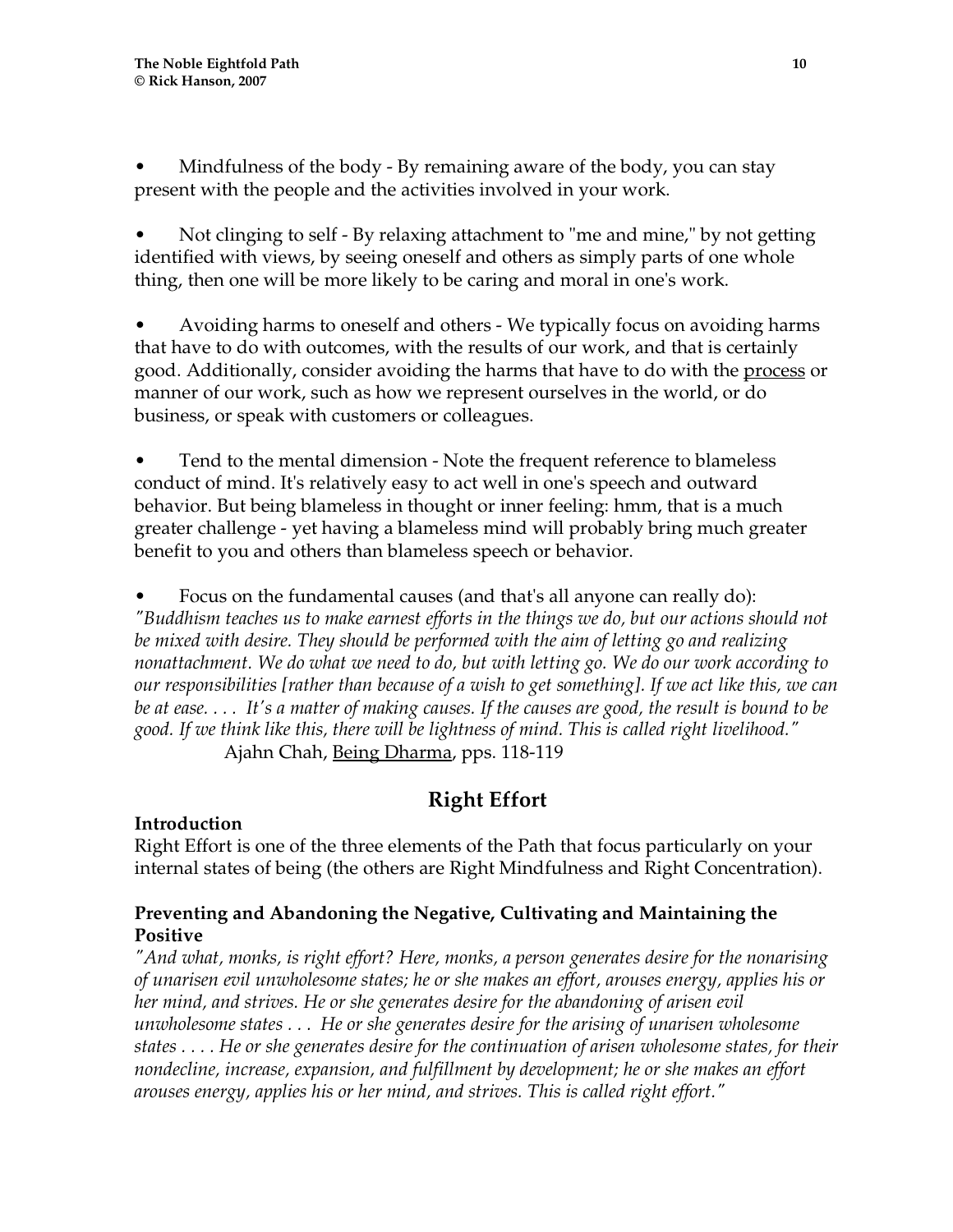- Mindfulness of the body - By remaining aware of the body, you can stay present with the people and the activities involved in your work.

- Not clinging to self - By relaxing attachment to "me and mine," by not getting identified with views, by seeing oneself and others as simply parts of one whole thing, then one will be more likely to be caring and moral in one's work.

- Avoiding harms to oneself and others - We typically focus on avoiding harms that have to do with outcomes, with the results of our work, and that is certainly good. Additionally, consider avoiding the harms that have to do with the <u>process</u> or manner of our work, such as how we represent ourselves in the world, or do business, or speak with customers or colleagues.

- Tend to the mental dimension - Note the frequent reference to blameless conduct of mind. It's relatively easy to act well in one's speech and outward behavior. But being blameless in thought or inner feeling: hmm, that is a much greater challenge - yet having a blameless mind will probably bring much greater benefit to you and others than blameless speech or behavior.

- Focus on the fundamental causes (and that's all anyone can really do): *"Buddhism teaches us to make earnest efforts in the things we do, but our actions should not be mixed with desire. They should be performed with the aim of letting go and realizing nonattachment. We do what we need to do, but with letting go. We do our work according to our responsibilities [rather than because of a wish to get something]. If we act like this, we can be at ease. . . . It's a matter of making causes. If the causes are good, the result is bound to be good. If we think like this, there will be lightness of mind. This is called right livelihood."*
  Ajahn Chah, <u>Being Dharma</u>, pps. 118-119

## Right Effort

**Introduction**

Right Effort is one of the three elements of the Path that focus particularly on your internal states of being (the others are Right Mindfulness and Right Concentration).

**Preventing and Abandoning the Negative, Cultivating and Maintaining the Positive**

*"And what, monks, is right effort? Here, monks, a person generates desire for the nonarising of unarisen evil unwholesome states; he or she makes an effort, arouses energy, applies his or her mind, and strives. He or she generates desire for the abandoning of arisen evil unwholesome states . . . He or she generates desire for the arising of unarisen wholesome states . . . . He or she generates desire for the continuation of arisen wholesome states, for their nondecline, increase, expansion, and fulfillment by development; he or she makes an effort arouses energy, applies his or her mind, and strives. This is called right effort."*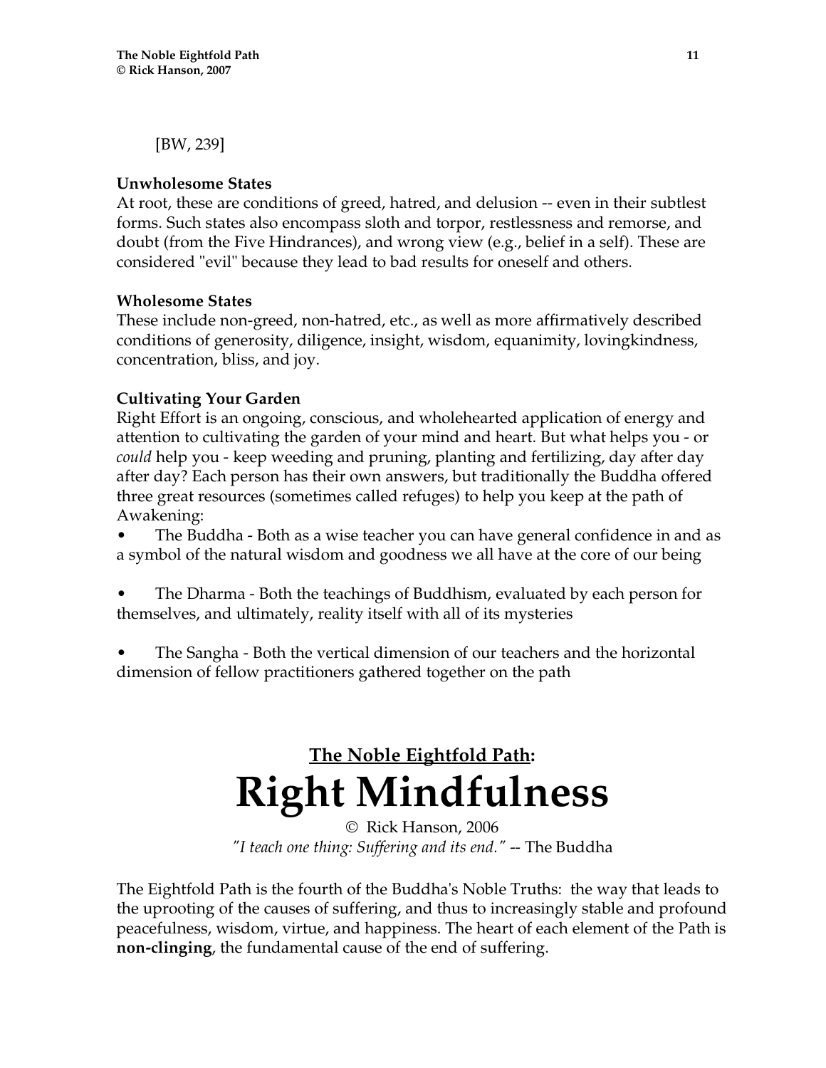[BW, 239]

**Unwholesome States**
At root, these are conditions of greed, hatred, and delusion -- even in their subtlest forms. Such states also encompass sloth and torpor, restlessness and remorse, and doubt (from the Five Hindrances), and wrong view (e.g., belief in a self). These are considered "evil" because they lead to bad results for oneself and others.

**Wholesome States**
These include non-greed, non-hatred, etc., as well as more affirmatively described conditions of generosity, diligence, insight, wisdom, equanimity, lovingkindness, concentration, bliss, and joy.

**Cultivating Your Garden**
Right Effort is an ongoing, conscious, and wholehearted application of energy and attention to cultivating the garden of your mind and heart. But what helps you - or *could* help you - keep weeding and pruning, planting and fertilizing, day after day after day? Each person has their own answers, but traditionally the Buddha offered three great resources (sometimes called refuges) to help you keep at the path of Awakening:

- The Buddha - Both as a wise teacher you can have general confidence in and as a symbol of the natural wisdom and goodness we all have at the core of our being
- The Dharma - Both the teachings of Buddhism, evaluated by each person for themselves, and ultimately, reality itself with all of its mysteries
- The Sangha - Both the vertical dimension of our teachers and the horizontal dimension of fellow practitioners gathered together on the path

## The Noble Eightfold Path:
# Right Mindfulness

© Rick Hanson, 2006

*"I teach one thing: Suffering and its end."* -- The Buddha

The Eightfold Path is the fourth of the Buddha's Noble Truths: the way that leads to the uprooting of the causes of suffering, and thus to increasingly stable and profound peacefulness, wisdom, virtue, and happiness. The heart of each element of the Path is **non-clinging**, the fundamental cause of the end of suffering.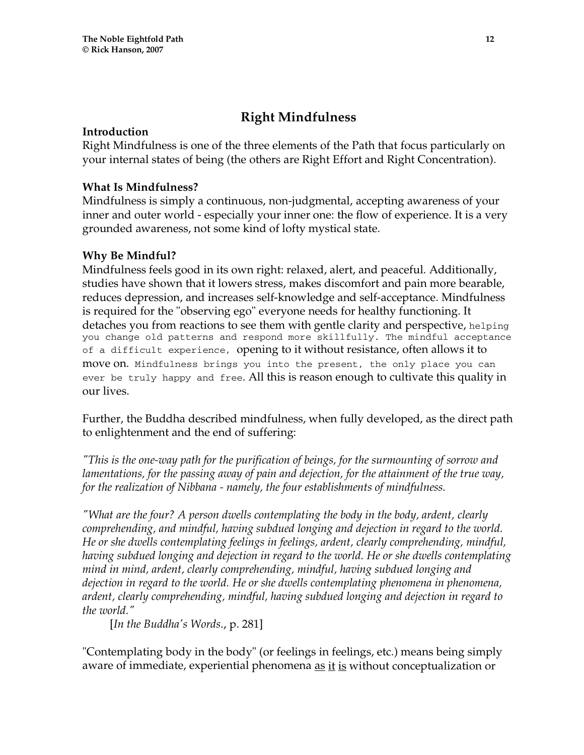## Right Mindfulness

**Introduction**

Right Mindfulness is one of the three elements of the Path that focus particularly on your internal states of being (the others are Right Effort and Right Concentration).

**What Is Mindfulness?**

Mindfulness is simply a continuous, non-judgmental, accepting awareness of your inner and outer world - especially your inner one: the flow of experience. It is a very grounded awareness, not some kind of lofty mystical state.

**Why Be Mindful?**

Mindfulness feels good in its own right: relaxed, alert, and peaceful. Additionally, studies have shown that it lowers stress, makes discomfort and pain more bearable, reduces depression, and increases self-knowledge and self-acceptance. Mindfulness is required for the "observing ego" everyone needs for healthy functioning. It detaches you from reactions to see them with gentle clarity and perspective, helping you change old patterns and respond more skillfully. The mindful acceptance of a difficult experience, opening to it without resistance, often allows it to move on. Mindfulness brings you into the present, the only place you can ever be truly happy and free. All this is reason enough to cultivate this quality in our lives.

Further, the Buddha described mindfulness, when fully developed, as the direct path to enlightenment and the end of suffering:

*"This is the one-way path for the purification of beings, for the surmounting of sorrow and lamentations, for the passing away of pain and dejection, for the attainment of the true way, for the realization of Nibbana - namely, the four establishments of mindfulness.*

*"What are the four? A person dwells contemplating the body in the body, ardent, clearly comprehending, and mindful, having subdued longing and dejection in regard to the world. He or she dwells contemplating feelings in feelings, ardent, clearly comprehending, mindful, having subdued longing and dejection in regard to the world. He or she dwells contemplating mind in mind, ardent, clearly comprehending, mindful, having subdued longing and dejection in regard to the world. He or she dwells contemplating phenomena in phenomena, ardent, clearly comprehending, mindful, having subdued longing and dejection in regard to the world."*

[*In the Buddha's Words.*, p. 281]

"Contemplating body in the body" (or feelings in feelings, etc.) means being simply aware of immediate, experiential phenomena <u>as it is</u> without conceptualization or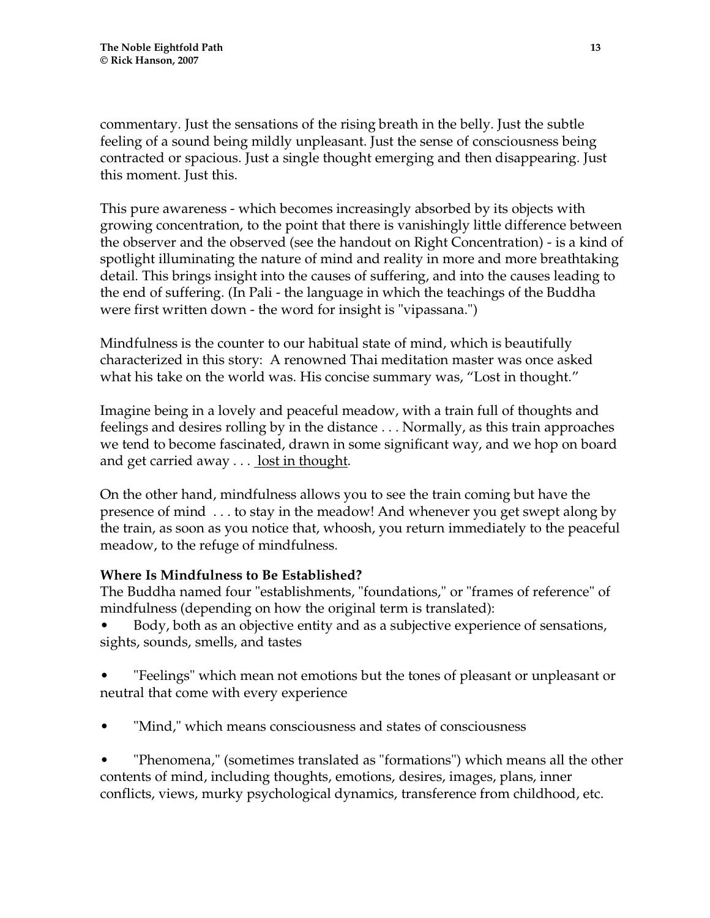commentary. Just the sensations of the rising breath in the belly. Just the subtle feeling of a sound being mildly unpleasant. Just the sense of consciousness being contracted or spacious. Just a single thought emerging and then disappearing. Just this moment. Just this.

This pure awareness - which becomes increasingly absorbed by its objects with growing concentration, to the point that there is vanishingly little difference between the observer and the observed (see the handout on Right Concentration) - is a kind of spotlight illuminating the nature of mind and reality in more and more breathtaking detail. This brings insight into the causes of suffering, and into the causes leading to the end of suffering. (In Pali - the language in which the teachings of the Buddha were first written down - the word for insight is "vipassana.")

Mindfulness is the counter to our habitual state of mind, which is beautifully characterized in this story: A renowned Thai meditation master was once asked what his take on the world was. His concise summary was, "Lost in thought."

Imagine being in a lovely and peaceful meadow, with a train full of thoughts and feelings and desires rolling by in the distance . . . Normally, as this train approaches we tend to become fascinated, drawn in some significant way, and we hop on board and get carried away . . . <u>lost in thought</u>.

On the other hand, mindfulness allows you to see the train coming but have the presence of mind . . . to stay in the meadow! And whenever you get swept along by the train, as soon as you notice that, whoosh, you return immediately to the peaceful meadow, to the refuge of mindfulness.

**Where Is Mindfulness to Be Established?**

The Buddha named four "establishments, "foundations," or "frames of reference" of mindfulness (depending on how the original term is translated):

- Body, both as an objective entity and as a subjective experience of sensations, sights, sounds, smells, and tastes
- "Feelings" which mean not emotions but the tones of pleasant or unpleasant or neutral that come with every experience
- "Mind," which means consciousness and states of consciousness
- "Phenomena," (sometimes translated as "formations") which means all the other contents of mind, including thoughts, emotions, desires, images, plans, inner conflicts, views, murky psychological dynamics, transference from childhood, etc.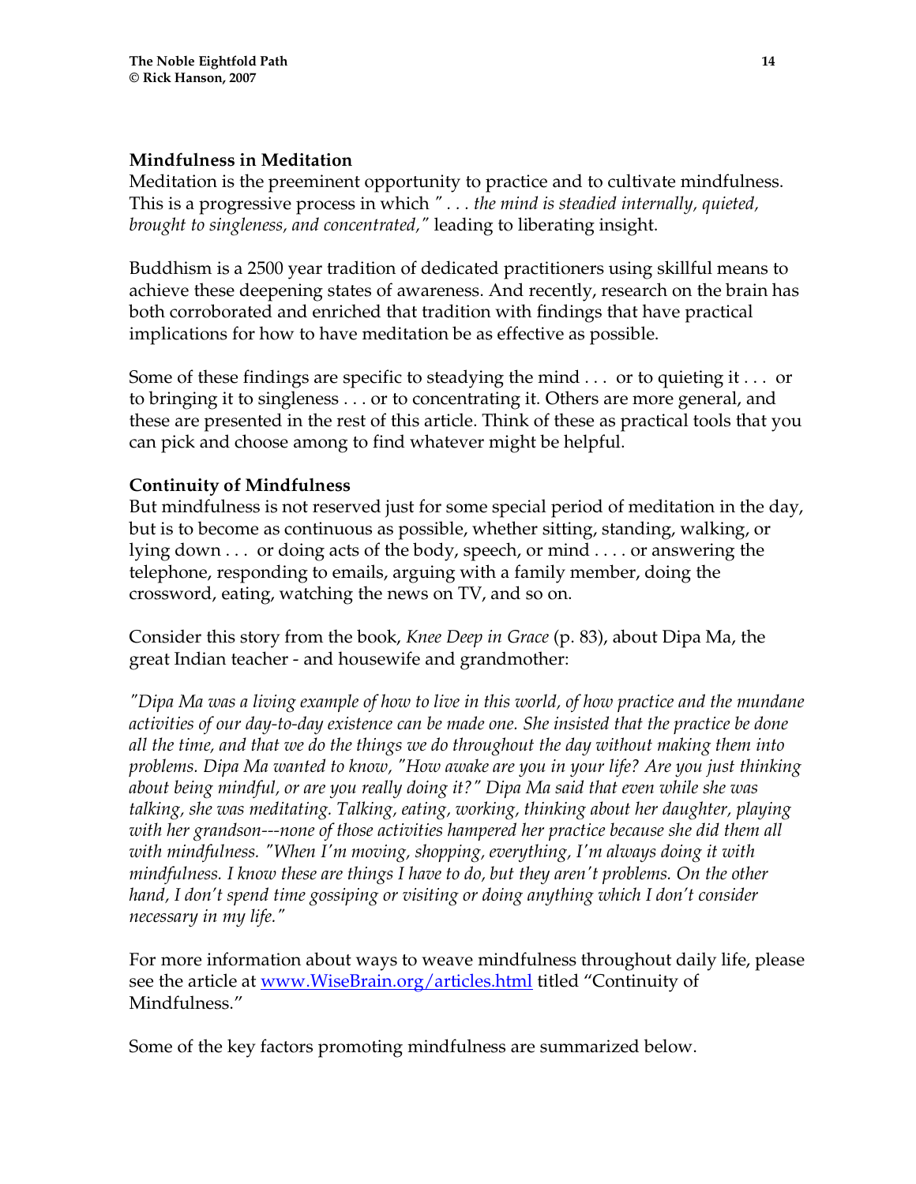**Mindfulness in Meditation**

Meditation is the preeminent opportunity to practice and to cultivate mindfulness. This is a progressive process in which *" . . . the mind is steadied internally, quieted, brought to singleness, and concentrated,"* leading to liberating insight.

Buddhism is a 2500 year tradition of dedicated practitioners using skillful means to achieve these deepening states of awareness. And recently, research on the brain has both corroborated and enriched that tradition with findings that have practical implications for how to have meditation be as effective as possible.

Some of these findings are specific to steadying the mind . . . or to quieting it . . . or to bringing it to singleness . . . or to concentrating it. Others are more general, and these are presented in the rest of this article. Think of these as practical tools that you can pick and choose among to find whatever might be helpful.

**Continuity of Mindfulness**

But mindfulness is not reserved just for some special period of meditation in the day, but is to become as continuous as possible, whether sitting, standing, walking, or lying down . . . or doing acts of the body, speech, or mind . . . . or answering the telephone, responding to emails, arguing with a family member, doing the crossword, eating, watching the news on TV, and so on.

Consider this story from the book, *Knee Deep in Grace* (p. 83), about Dipa Ma, the great Indian teacher - and housewife and grandmother:

*"Dipa Ma was a living example of how to live in this world, of how practice and the mundane activities of our day-to-day existence can be made one. She insisted that the practice be done all the time, and that we do the things we do throughout the day without making them into problems. Dipa Ma wanted to know, "How awake are you in your life? Are you just thinking about being mindful, or are you really doing it?" Dipa Ma said that even while she was talking, she was meditating. Talking, eating, working, thinking about her daughter, playing with her grandson---none of those activities hampered her practice because she did them all with mindfulness. "When I'm moving, shopping, everything, I'm always doing it with mindfulness. I know these are things I have to do, but they aren't problems. On the other hand, I don't spend time gossiping or visiting or doing anything which I don't consider necessary in my life."*

For more information about ways to weave mindfulness throughout daily life, please see the article at www.WiseBrain.org/articles.html titled "Continuity of Mindfulness."

Some of the key factors promoting mindfulness are summarized below.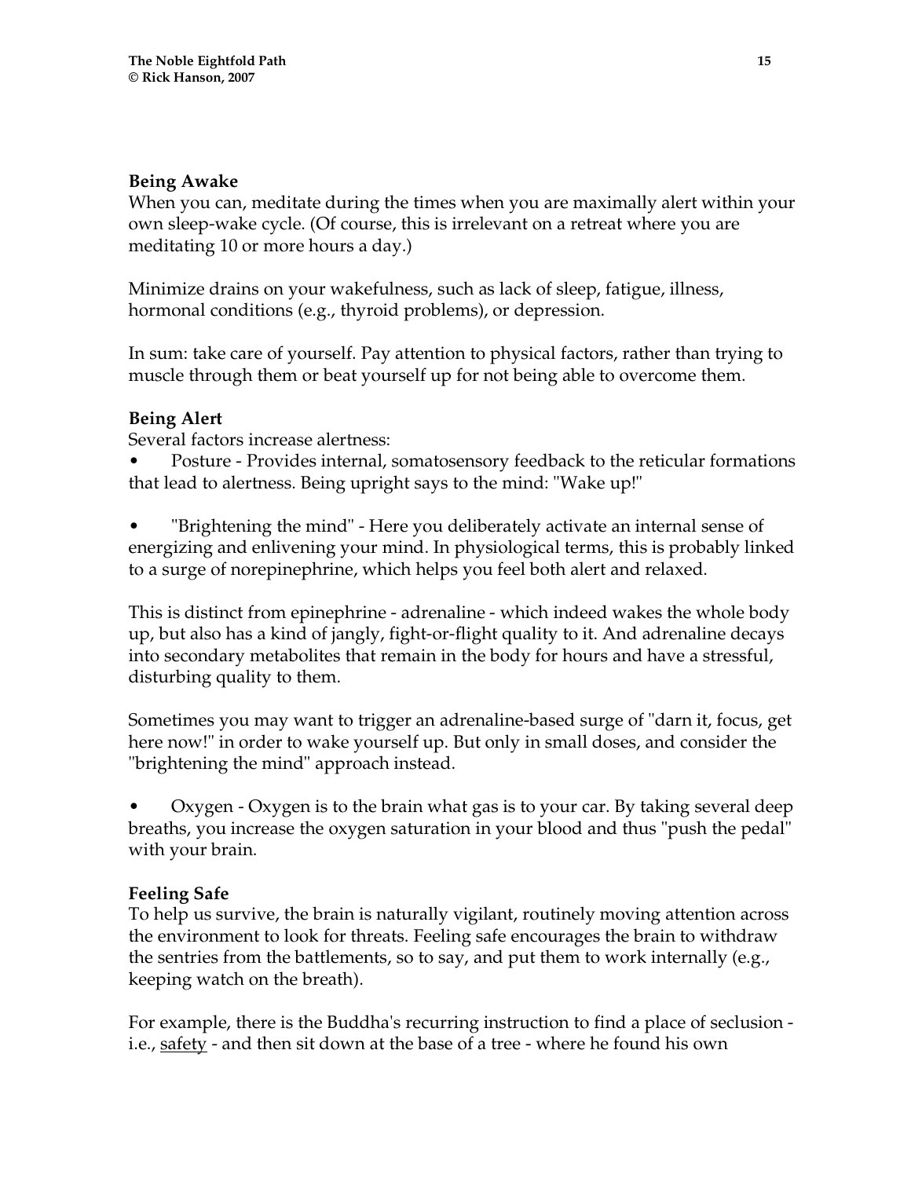**Being Awake**

When you can, meditate during the times when you are maximally alert within your own sleep-wake cycle. (Of course, this is irrelevant on a retreat where you are meditating 10 or more hours a day.)

Minimize drains on your wakefulness, such as lack of sleep, fatigue, illness, hormonal conditions (e.g., thyroid problems), or depression.

In sum: take care of yourself. Pay attention to physical factors, rather than trying to muscle through them or beat yourself up for not being able to overcome them.

**Being Alert**

Several factors increase alertness:

- Posture - Provides internal, somatosensory feedback to the reticular formations that lead to alertness. Being upright says to the mind: "Wake up!"

- "Brightening the mind" - Here you deliberately activate an internal sense of energizing and enlivening your mind. In physiological terms, this is probably linked to a surge of norepinephrine, which helps you feel both alert and relaxed.

This is distinct from epinephrine - adrenaline - which indeed wakes the whole body up, but also has a kind of jangly, fight-or-flight quality to it. And adrenaline decays into secondary metabolites that remain in the body for hours and have a stressful, disturbing quality to them.

Sometimes you may want to trigger an adrenaline-based surge of "darn it, focus, get here now!" in order to wake yourself up. But only in small doses, and consider the "brightening the mind" approach instead.

- Oxygen - Oxygen is to the brain what gas is to your car. By taking several deep breaths, you increase the oxygen saturation in your blood and thus "push the pedal" with your brain.

**Feeling Safe**

To help us survive, the brain is naturally vigilant, routinely moving attention across the environment to look for threats. Feeling safe encourages the brain to withdraw the sentries from the battlements, so to say, and put them to work internally (e.g., keeping watch on the breath).

For example, there is the Buddha's recurring instruction to find a place of seclusion - i.e., <u>safety</u> - and then sit down at the base of a tree - where he found his own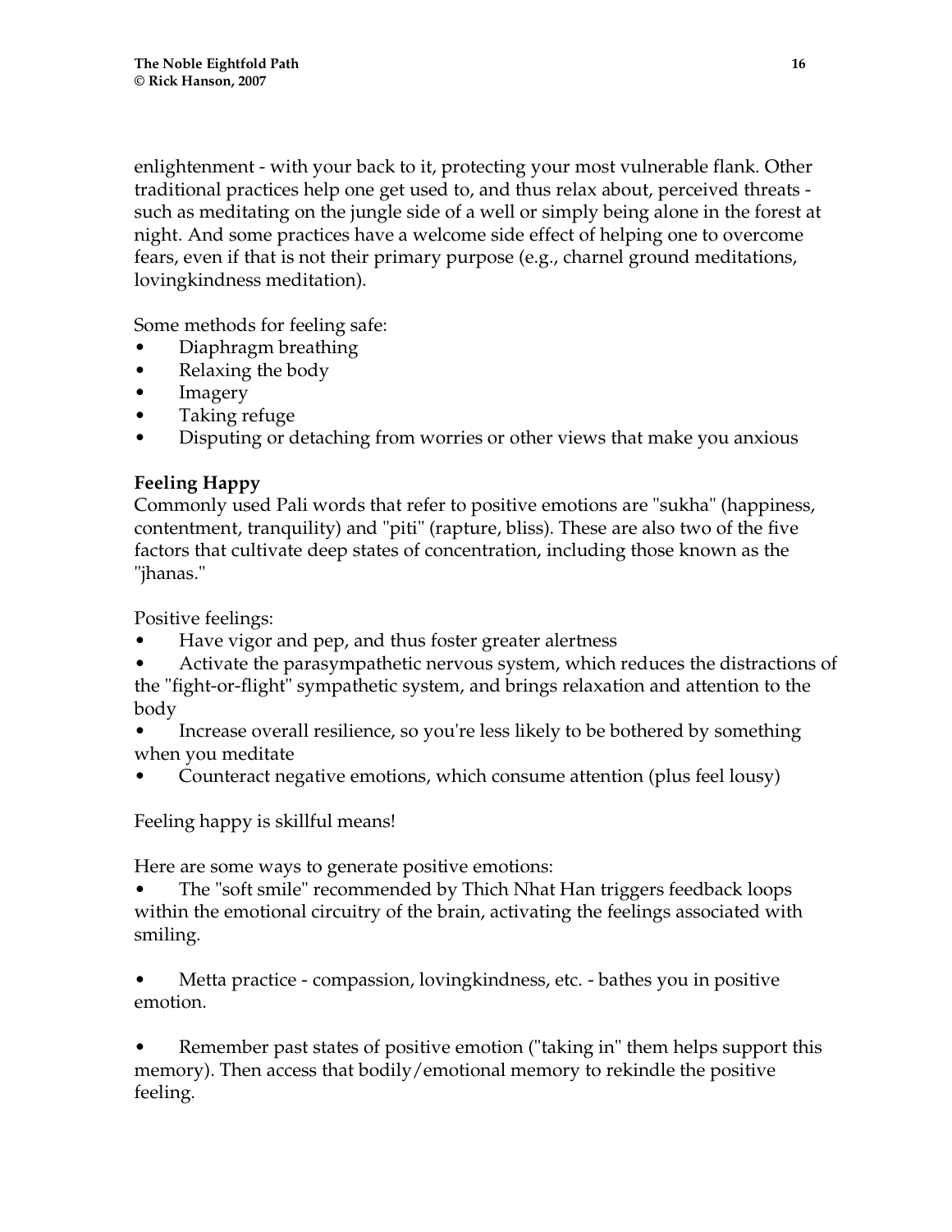enlightenment - with your back to it, protecting your most vulnerable flank. Other traditional practices help one get used to, and thus relax about, perceived threats - such as meditating on the jungle side of a well or simply being alone in the forest at night. And some practices have a welcome side effect of helping one to overcome fears, even if that is not their primary purpose (e.g., charnel ground meditations, lovingkindness meditation).

Some methods for feeling safe:

- Diaphragm breathing
- Relaxing the body
- Imagery
- Taking refuge
- Disputing or detaching from worries or other views that make you anxious

**Feeling Happy**

Commonly used Pali words that refer to positive emotions are "sukha" (happiness, contentment, tranquility) and "piti" (rapture, bliss). These are also two of the five factors that cultivate deep states of concentration, including those known as the "jhanas."

Positive feelings:

- Have vigor and pep, and thus foster greater alertness
- Activate the parasympathetic nervous system, which reduces the distractions of the "fight-or-flight" sympathetic system, and brings relaxation and attention to the body
- Increase overall resilience, so you're less likely to be bothered by something when you meditate
- Counteract negative emotions, which consume attention (plus feel lousy)

Feeling happy is skillful means!

Here are some ways to generate positive emotions:

- The "soft smile" recommended by Thich Nhat Han triggers feedback loops within the emotional circuitry of the brain, activating the feelings associated with smiling.

- Metta practice - compassion, lovingkindness, etc. - bathes you in positive emotion.

- Remember past states of positive emotion ("taking in" them helps support this memory). Then access that bodily/emotional memory to rekindle the positive feeling.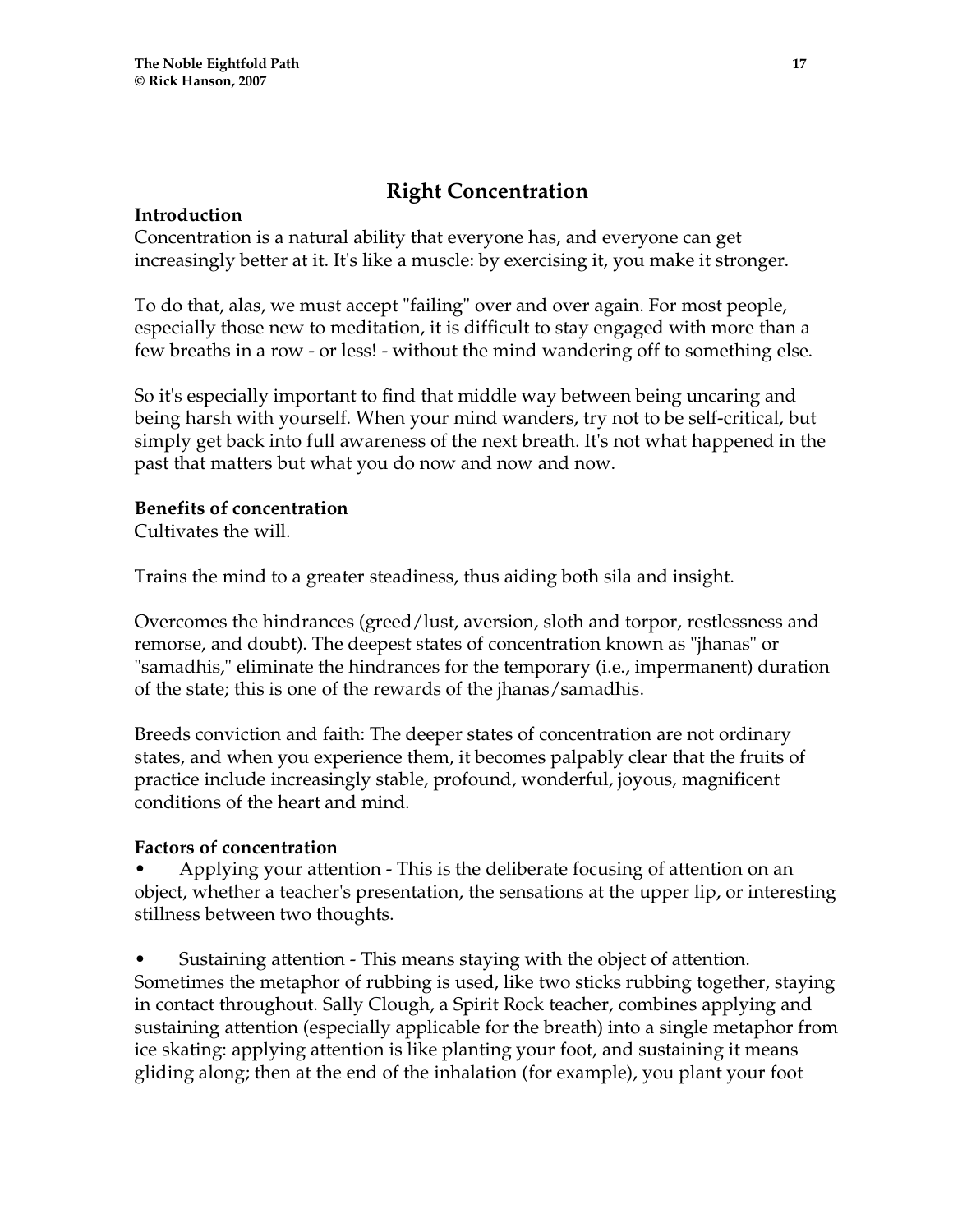## Right Concentration

**Introduction**

Concentration is a natural ability that everyone has, and everyone can get increasingly better at it. It's like a muscle: by exercising it, you make it stronger.

To do that, alas, we must accept "failing" over and over again. For most people, especially those new to meditation, it is difficult to stay engaged with more than a few breaths in a row - or less! - without the mind wandering off to something else.

So it's especially important to find that middle way between being uncaring and being harsh with yourself. When your mind wanders, try not to be self-critical, but simply get back into full awareness of the next breath. It's not what happened in the past that matters but what you do now and now and now.

**Benefits of concentration**

Cultivates the will.

Trains the mind to a greater steadiness, thus aiding both sila and insight.

Overcomes the hindrances (greed/lust, aversion, sloth and torpor, restlessness and remorse, and doubt). The deepest states of concentration known as "jhanas" or "samadhis," eliminate the hindrances for the temporary (i.e., impermanent) duration of the state; this is one of the rewards of the jhanas/samadhis.

Breeds conviction and faith: The deeper states of concentration are not ordinary states, and when you experience them, it becomes palpably clear that the fruits of practice include increasingly stable, profound, wonderful, joyous, magnificent conditions of the heart and mind.

**Factors of concentration**

- Applying your attention - This is the deliberate focusing of attention on an object, whether a teacher's presentation, the sensations at the upper lip, or interesting stillness between two thoughts.

- Sustaining attention - This means staying with the object of attention. Sometimes the metaphor of rubbing is used, like two sticks rubbing together, staying in contact throughout. Sally Clough, a Spirit Rock teacher, combines applying and sustaining attention (especially applicable for the breath) into a single metaphor from ice skating: applying attention is like planting your foot, and sustaining it means gliding along; then at the end of the inhalation (for example), you plant your foot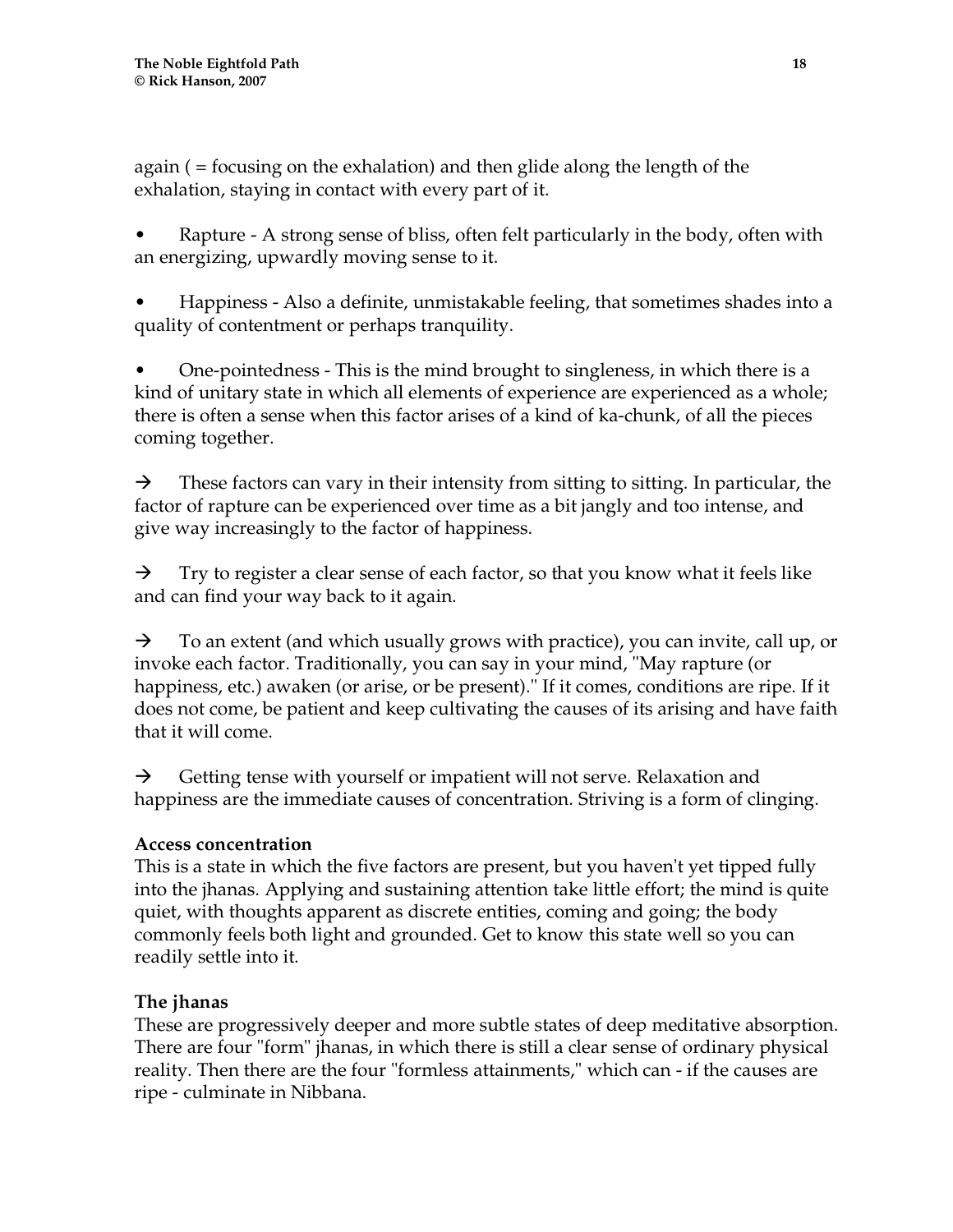again ( = focusing on the exhalation) and then glide along the length of the exhalation, staying in contact with every part of it.

- Rapture - A strong sense of bliss, often felt particularly in the body, often with an energizing, upwardly moving sense to it.

- Happiness - Also a definite, unmistakable feeling, that sometimes shades into a quality of contentment or perhaps tranquility.

- One-pointedness - This is the mind brought to singleness, in which there is a kind of unitary state in which all elements of experience are experienced as a whole; there is often a sense when this factor arises of a kind of ka-chunk, of all the pieces coming together.

→ These factors can vary in their intensity from sitting to sitting. In particular, the factor of rapture can be experienced over time as a bit jangly and too intense, and give way increasingly to the factor of happiness.

→ Try to register a clear sense of each factor, so that you know what it feels like and can find your way back to it again.

→ To an extent (and which usually grows with practice), you can invite, call up, or invoke each factor. Traditionally, you can say in your mind, "May rapture (or happiness, etc.) awaken (or arise, or be present)." If it comes, conditions are ripe. If it does not come, be patient and keep cultivating the causes of its arising and have faith that it will come.

→ Getting tense with yourself or impatient will not serve. Relaxation and happiness are the immediate causes of concentration. Striving is a form of clinging.

**Access concentration**

This is a state in which the five factors are present, but you haven't yet tipped fully into the jhanas. Applying and sustaining attention take little effort; the mind is quite quiet, with thoughts apparent as discrete entities, coming and going; the body commonly feels both light and grounded. Get to know this state well so you can readily settle into it.

**The jhanas**

These are progressively deeper and more subtle states of deep meditative absorption. There are four "form" jhanas, in which there is still a clear sense of ordinary physical reality. Then there are the four "formless attainments," which can - if the causes are ripe - culminate in Nibbana.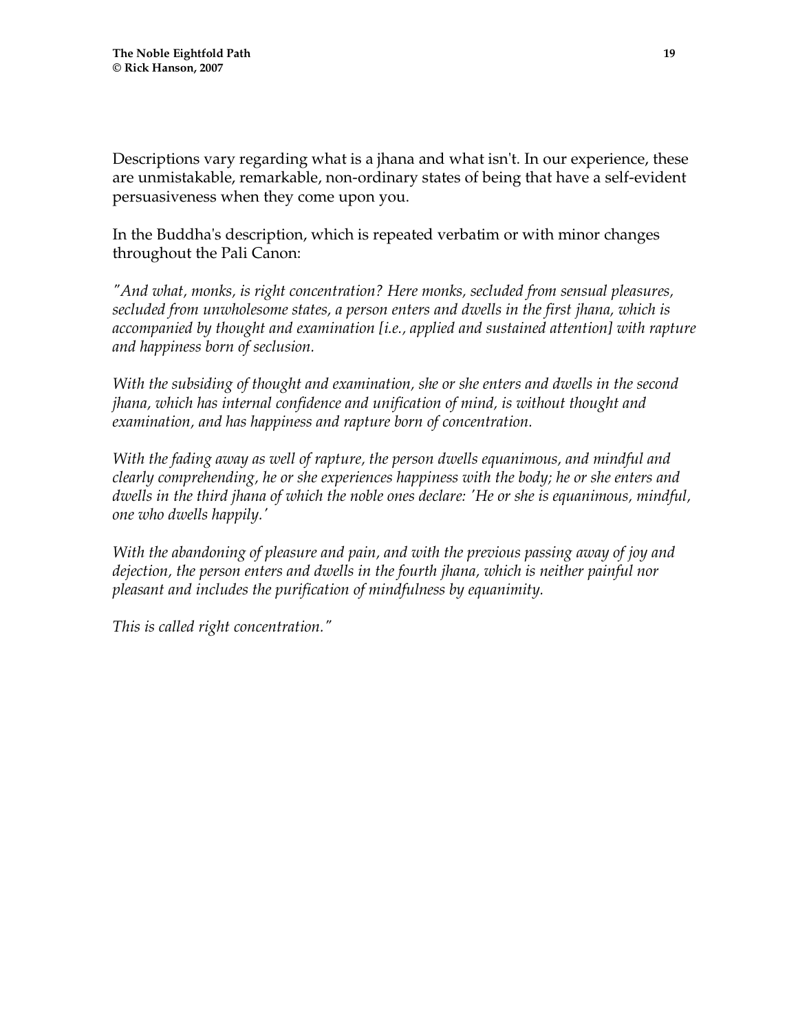Descriptions vary regarding what is a jhana and what isn't. In our experience, these are unmistakable, remarkable, non-ordinary states of being that have a self-evident persuasiveness when they come upon you.

In the Buddha's description, which is repeated verbatim or with minor changes throughout the Pali Canon:

*"And what, monks, is right concentration? Here monks, secluded from sensual pleasures, secluded from unwholesome states, a person enters and dwells in the first jhana, which is accompanied by thought and examination [i.e., applied and sustained attention] with rapture and happiness born of seclusion.*

*With the subsiding of thought and examination, she or she enters and dwells in the second jhana, which has internal confidence and unification of mind, is without thought and examination, and has happiness and rapture born of concentration.*

*With the fading away as well of rapture, the person dwells equanimous, and mindful and clearly comprehending, he or she experiences happiness with the body; he or she enters and dwells in the third jhana of which the noble ones declare: 'He or she is equanimous, mindful, one who dwells happily.'*

*With the abandoning of pleasure and pain, and with the previous passing away of joy and dejection, the person enters and dwells in the fourth jhana, which is neither painful nor pleasant and includes the purification of mindfulness by equanimity.*

*This is called right concentration."*